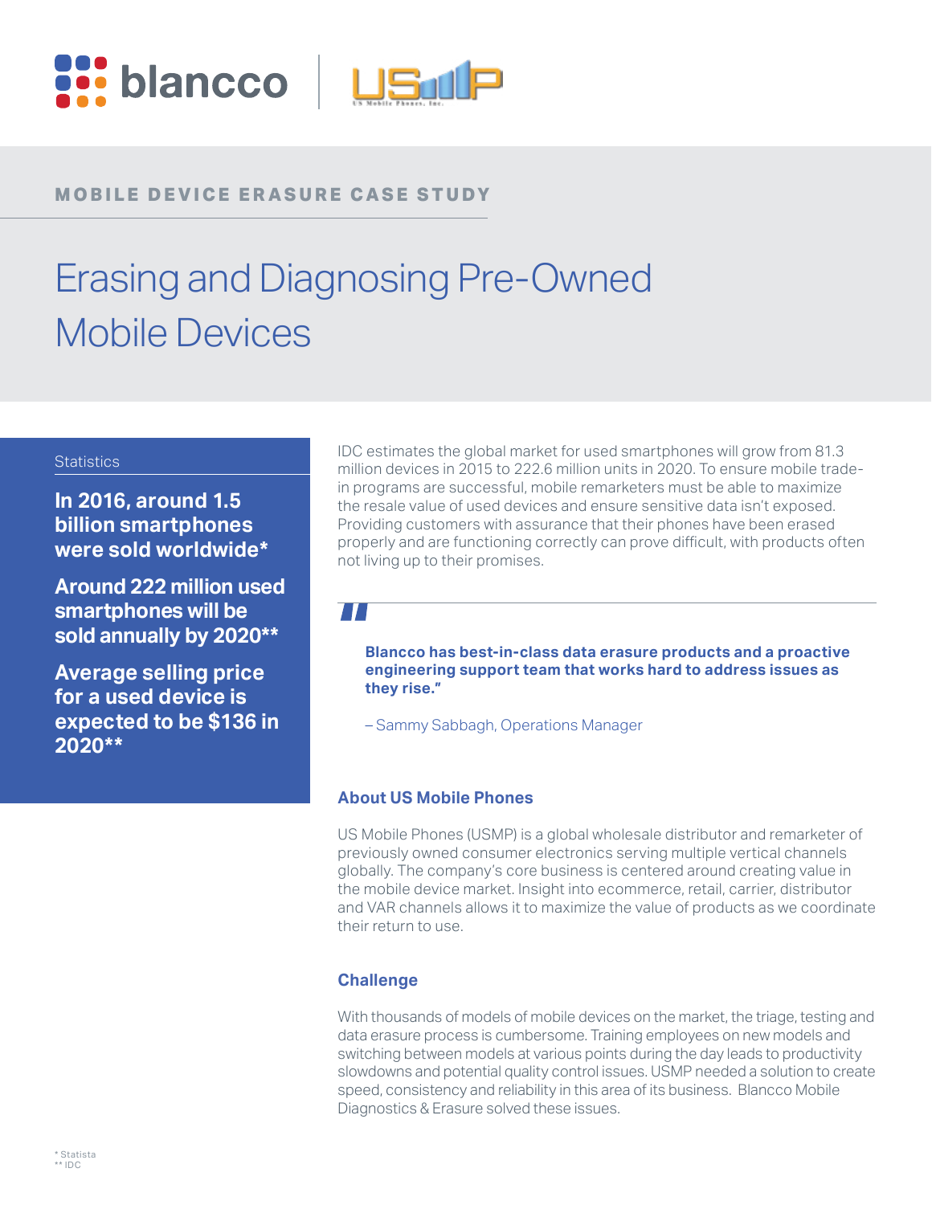MOBILE DEVICE ERASURE CASE STUDY

# Erasing and Diagnosing Pre-Owned Mobile Devices

Statistics

**In 2016, around 1.5 billion smartphones were sold worldwide***

**Around 222 million used smartphones will be sold annually by 2020****

**Average selling price for a used device is expected to be $136 in 2020****

IDC estimates the global market for used smartphones will grow from 81.3 million devices in 2015 to 222.6 million units in 2020. To ensure mobile trade-in programs are successful, mobile remarketers must be able to maximize the resale value of used devices and ensure sensitive data isn't exposed. Providing customers with assurance that their phones have been erased properly and are functioning correctly can prove difficult, with products often not living up to their promises.

> **"Blancco has best-in-class data erasure products and a proactive engineering support team that works hard to address issues as they rise."**
>
> – Sammy Sabbagh, Operations Manager

## About US Mobile Phones

US Mobile Phones (USMP) is a global wholesale distributor and remarketer of previously owned consumer electronics serving multiple vertical channels globally. The company's core business is centered around creating value in the mobile device market. Insight into ecommerce, retail, carrier, distributor and VAR channels allows it to maximize the value of products as we coordinate their return to use.

## Challenge

With thousands of models of mobile devices on the market, the triage, testing and data erasure process is cumbersome. Training employees on new models and switching between models at various points during the day leads to productivity slowdowns and potential quality control issues. USMP needed a solution to create speed, consistency and reliability in this area of its business. Blancco Mobile Diagnostics & Erasure solved these issues.

\* Statista
\** IDC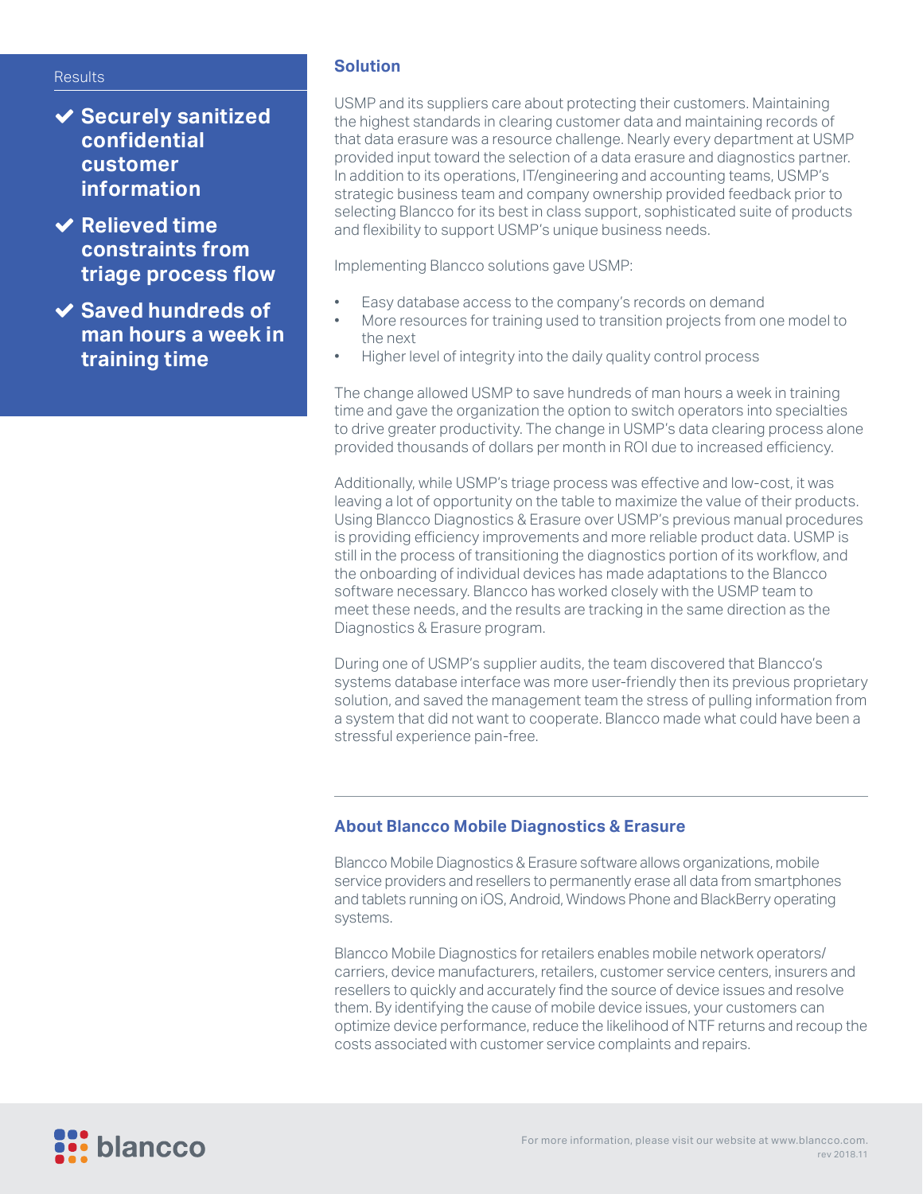Results

- **Securely sanitized confidential customer information**
- **Relieved time constraints from triage process flow**
- **Saved hundreds of man hours a week in training time**

## Solution

USMP and its suppliers care about protecting their customers. Maintaining the highest standards in clearing customer data and maintaining records of that data erasure was a resource challenge. Nearly every department at USMP provided input toward the selection of a data erasure and diagnostics partner. In addition to its operations, IT/engineering and accounting teams, USMP's strategic business team and company ownership provided feedback prior to selecting Blancco for its best in class support, sophisticated suite of products and flexibility to support USMP's unique business needs.

Implementing Blancco solutions gave USMP:

- Easy database access to the company's records on demand
- More resources for training used to transition projects from one model to the next
- Higher level of integrity into the daily quality control process

The change allowed USMP to save hundreds of man hours a week in training time and gave the organization the option to switch operators into specialties to drive greater productivity. The change in USMP's data clearing process alone provided thousands of dollars per month in ROI due to increased efficiency.

Additionally, while USMP's triage process was effective and low-cost, it was leaving a lot of opportunity on the table to maximize the value of their products. Using Blancco Diagnostics & Erasure over USMP's previous manual procedures is providing efficiency improvements and more reliable product data. USMP is still in the process of transitioning the diagnostics portion of its workflow, and the onboarding of individual devices has made adaptations to the Blancco software necessary. Blancco has worked closely with the USMP team to meet these needs, and the results are tracking in the same direction as the Diagnostics & Erasure program.

During one of USMP's supplier audits, the team discovered that Blancco's systems database interface was more user-friendly then its previous proprietary solution, and saved the management team the stress of pulling information from a system that did not want to cooperate. Blancco made what could have been a stressful experience pain-free.

## About Blancco Mobile Diagnostics & Erasure

Blancco Mobile Diagnostics & Erasure software allows organizations, mobile service providers and resellers to permanently erase all data from smartphones and tablets running on iOS, Android, Windows Phone and BlackBerry operating systems.

Blancco Mobile Diagnostics for retailers enables mobile network operators/ carriers, device manufacturers, retailers, customer service centers, insurers and resellers to quickly and accurately find the source of device issues and resolve them. By identifying the cause of mobile device issues, your customers can optimize device performance, reduce the likelihood of NTF returns and recoup the costs associated with customer service complaints and repairs.

blancco

For more information, please visit our website at www.blancco.com.
rev 2018.11